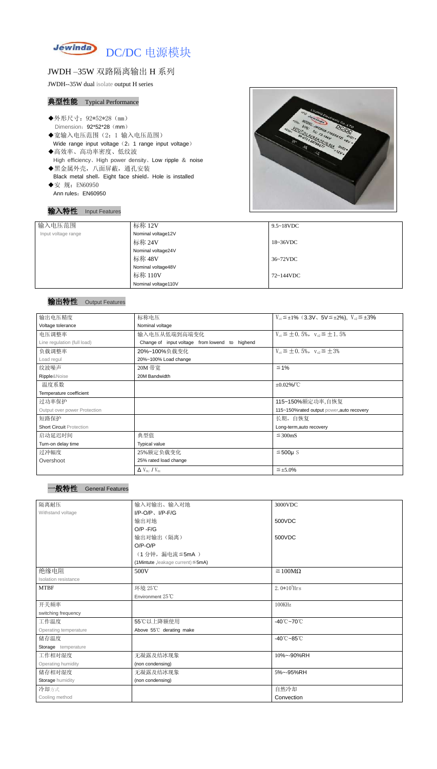Jewinda DC/DC 电源模块

# JWDH –35W 双路隔离输出 H 系列

JWDH--35W dual isolate output H series

## 典型性能 Typical Performance

- ◆外形尺寸：92*52*28（mm）
  Dimension：92*52*28（mm）
- ◆宽输入电压范围（2：1 输入电压范围）
  Wide range input voltage（2：1 range input voltage）
- ◆高效率、高功率密度、低纹波
  High efficiency、High power density、Low ripple ＆ noise
- ◆黑金属外壳，八面屏蔽，通孔安装
  Black metal shell，Eight face shield，Hole is installed
- ◆安 规：EN60950
  Ann rules：EN60950

## 输入特性 Input Features

| 输入电压范围<br>Input voltage range | 标称 12V<br>Nominal voltage12V | 9.5~18VDC |
|---|---|---|
| | 标称 24V<br>Nominal voltage24V | 18~36VDC |
| | 标称 48V<br>Nominal voltage48V | 36~72VDC |
| | 标称 110V<br>Nominal voltage110V | 72~144VDC |

## 输出特性 Output Features

| 输出电压精度<br>Voltage tolerance | 标称电压<br>Nominal voltage | $V_{o1}$≦±1%（3.3V、5V≦±2%），$V_{o2}$≦±3% |
|---|---|---|
| 电压调整率<br>Line regulation (full load) | 输入电压从低端到高端变化<br>Change of input voltage from lowend to highend | $V_{o1}$≦±0.5%，$V_{o2}$≦±1.5% |
| 负载调整率<br>Load regul | 20%~100%负载变化<br>20%~100% Load change | $V_{o1}$≦±0.5%，$V_{o2}$≦±3% |
| 纹波噪声<br>Ripple&Noise | 20M 带宽<br>20M Bandwidth | ≦1% |
| 温度系数<br>Temperature coefficient | | ±0.02%/℃ |
| 过功率保护<br>Output over power Protection | | 115~150%额定功率,自恢复<br>115~150%rated output power,auto recovery |
| 短路保护<br>Short Circuit Protection | | 长期，自恢复<br>Long-term,auto recovery |
| 启动延迟时间<br>Turn-on delay time | 典型值<br>Typical value | ≦300mS |
| 过冲幅度<br>Overshoot | 25%额定负载变化<br>25% rated load change | ≦500μS |
| | $\Delta V_{01}/V_{01}$ | ≦±5.0% |

## 一般特性 General Features

| 隔离耐压<br>Withstand voltage | 输入对输出、输入对地<br>I/P-O/P、I/P-F/G | 3000VDC |
|---|---|---|
| | 输出对地<br>O/P -F/G | 500VDC |
| | 输出对输出（隔离）<br>O/P-O/P | 500VDC |
| | （1 分钟，漏电流≦5mA）<br>(1Mintute ,leakage current)≦5mA) | |
| 绝缘电阻<br>Isolation resistance | 500V | ≧100MΩ |
| MTBF | 环境 25℃<br>Environment 25℃ | $2.0*10^5$Hrs |
| 开关频率<br>switching frequency | | 100KHz |
| 工作温度<br>Operating temperature | 55℃以上降额使用<br>Above 55℃ derating make | -40℃~70℃ |
| 储存温度<br>Storage temperature | | -40℃~85℃ |
| 工作相对湿度<br>Operating humidity | 无凝露及结冰现象<br>(non condensing) | 10%~-90%RH |
| 储存相对湿度<br>Storage humidity | 无凝露及结冰现象<br>(non condensing) | 5%~-95%RH |
| 冷却方式<br>Cooling method | | 自然冷却<br>Convection |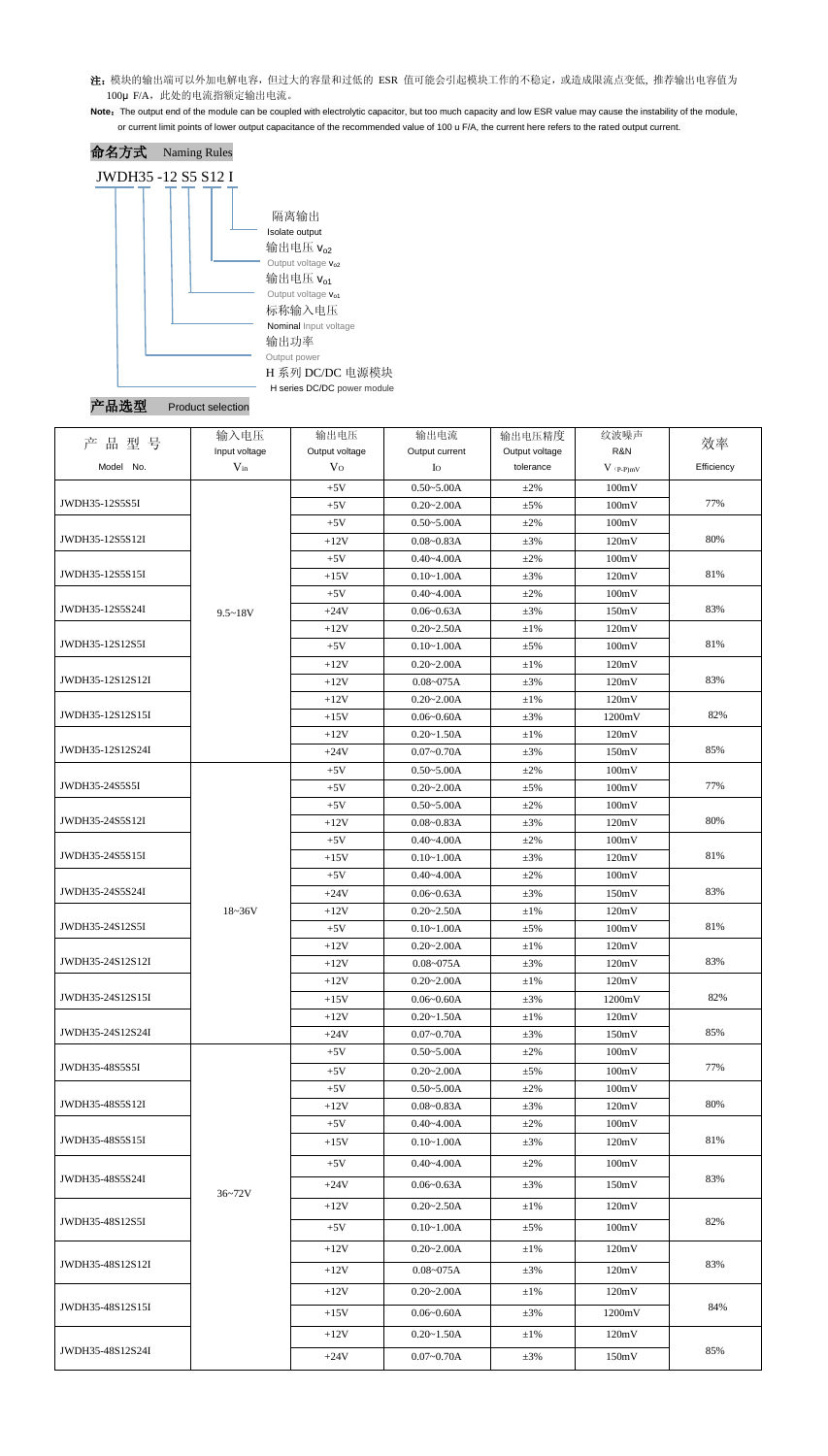**注：**模块的输出端可以外加电解电容，但过大的容量和过低的 ESR 值可能会引起模块工作的不稳定，或造成限流点变低，推荐输出电容值为 100μ F/A，此处的电流指额定输出电流。

**Note：**The output end of the module can be coupled with electrolytic capacitor, but too much capacity and low ESR value may cause the instability of the module, or current limit points of lower output capacitance of the recommended value of 100 u F/A, the current here refers to the rated output current.

## 命名方式 Naming Rules

JWDH35 -12 S5 S12 I

- 隔离输出 Isolate output
- 输出电压 $V_{o2}$ Output voltage $V_{o2}$
- 输出电压 $V_{o1}$ Output voltage $V_{o1}$
- 标称输入电压 Nominal Input voltage
- 输出功率 Output power
- H 系列 DC/DC 电源模块 H series DC/DC power module

## 产品选型 Product selection

| 产 品 型 号 Model No. | 输入电压 Input voltage $V_{in}$ | 输出电压 Output voltage $V_O$ | 输出电流 Output current $I_O$ | 输出电压精度 Output voltage tolerance | 纹波噪声 R&N $V_{(P-P)mV}$ | 效率 Efficiency |
|---|---|---|---|---|---|---|
| JWDH35-12S5S5I | 9.5~18V | +5V | 0.50~5.00A | ±2% | 100mV | 77% |
| | | +5V | 0.20~2.00A | ±5% | 100mV | |
| JWDH35-12S5S12I | | +5V | 0.50~5.00A | ±2% | 100mV | 80% |
| | | +12V | 0.08~0.83A | ±3% | 120mV | |
| JWDH35-12S5S15I | | +5V | 0.40~4.00A | ±2% | 100mV | 81% |
| | | +15V | 0.10~1.00A | ±3% | 120mV | |
| JWDH35-12S5S24I | | +5V | 0.40~4.00A | ±2% | 100mV | 83% |
| | | +24V | 0.06~0.63A | ±3% | 150mV | |
| JWDH35-12S12S5I | | +12V | 0.20~2.50A | ±1% | 120mV | 81% |
| | | +5V | 0.10~1.00A | ±5% | 100mV | |
| JWDH35-12S12S12I | | +12V | 0.20~2.00A | ±1% | 120mV | 83% |
| | | +12V | 0.08~075A | ±3% | 120mV | |
| JWDH35-12S12S15I | | +12V | 0.20~2.00A | ±1% | 120mV | 82% |
| | | +15V | 0.06~0.60A | ±3% | 1200mV | |
| JWDH35-12S12S24I | | +12V | 0.20~1.50A | ±1% | 120mV | 85% |
| | | +24V | 0.07~0.70A | ±3% | 150mV | |
| JWDH35-24S5S5I | 18~36V | +5V | 0.50~5.00A | ±2% | 100mV | 77% |
| | | +5V | 0.20~2.00A | ±5% | 100mV | |
| JWDH35-24S5S12I | | +5V | 0.50~5.00A | ±2% | 100mV | 80% |
| | | +12V | 0.08~0.83A | ±3% | 120mV | |
| JWDH35-24S5S15I | | +5V | 0.40~4.00A | ±2% | 100mV | 81% |
| | | +15V | 0.10~1.00A | ±3% | 120mV | |
| JWDH35-24S5S24I | | +5V | 0.40~4.00A | ±2% | 100mV | 83% |
| | | +24V | 0.06~0.63A | ±3% | 150mV | |
| JWDH35-24S12S5I | | +12V | 0.20~2.50A | ±1% | 120mV | 81% |
| | | +5V | 0.10~1.00A | ±5% | 100mV | |
| JWDH35-24S12S12I | | +12V | 0.20~2.00A | ±1% | 120mV | 83% |
| | | +12V | 0.08~075A | ±3% | 120mV | |
| JWDH35-24S12S15I | | +12V | 0.20~2.00A | ±1% | 120mV | 82% |
| | | +15V | 0.06~0.60A | ±3% | 1200mV | |
| JWDH35-24S12S24I | | +12V | 0.20~1.50A | ±1% | 120mV | 85% |
| | | +24V | 0.07~0.70A | ±3% | 150mV | |
| JWDH35-48S5S5I | 36~72V | +5V | 0.50~5.00A | ±2% | 100mV | 77% |
| | | +5V | 0.20~2.00A | ±5% | 100mV | |
| JWDH35-48S5S12I | | +5V | 0.50~5.00A | ±2% | 100mV | 80% |
| | | +12V | 0.08~0.83A | ±3% | 120mV | |
| JWDH35-48S5S15I | | +5V | 0.40~4.00A | ±2% | 100mV | 81% |
| | | +15V | 0.10~1.00A | ±3% | 120mV | |
| JWDH35-48S5S24I | | +5V | 0.40~4.00A | ±2% | 100mV | 83% |
| | | +24V | 0.06~0.63A | ±3% | 150mV | |
| JWDH35-48S12S5I | | +12V | 0.20~2.50A | ±1% | 120mV | 82% |
| | | +5V | 0.10~1.00A | ±5% | 100mV | |
| JWDH35-48S12S12I | | +12V | 0.20~2.00A | ±1% | 120mV | 83% |
| | | +12V | 0.08~075A | ±3% | 120mV | |
| JWDH35-48S12S15I | | +12V | 0.20~2.00A | ±1% | 120mV | 84% |
| | | +15V | 0.06~0.60A | ±3% | 1200mV | |
| JWDH35-48S12S24I | | +12V | 0.20~1.50A | ±1% | 120mV | 85% |
| | | +24V | 0.07~0.70A | ±3% | 150mV | |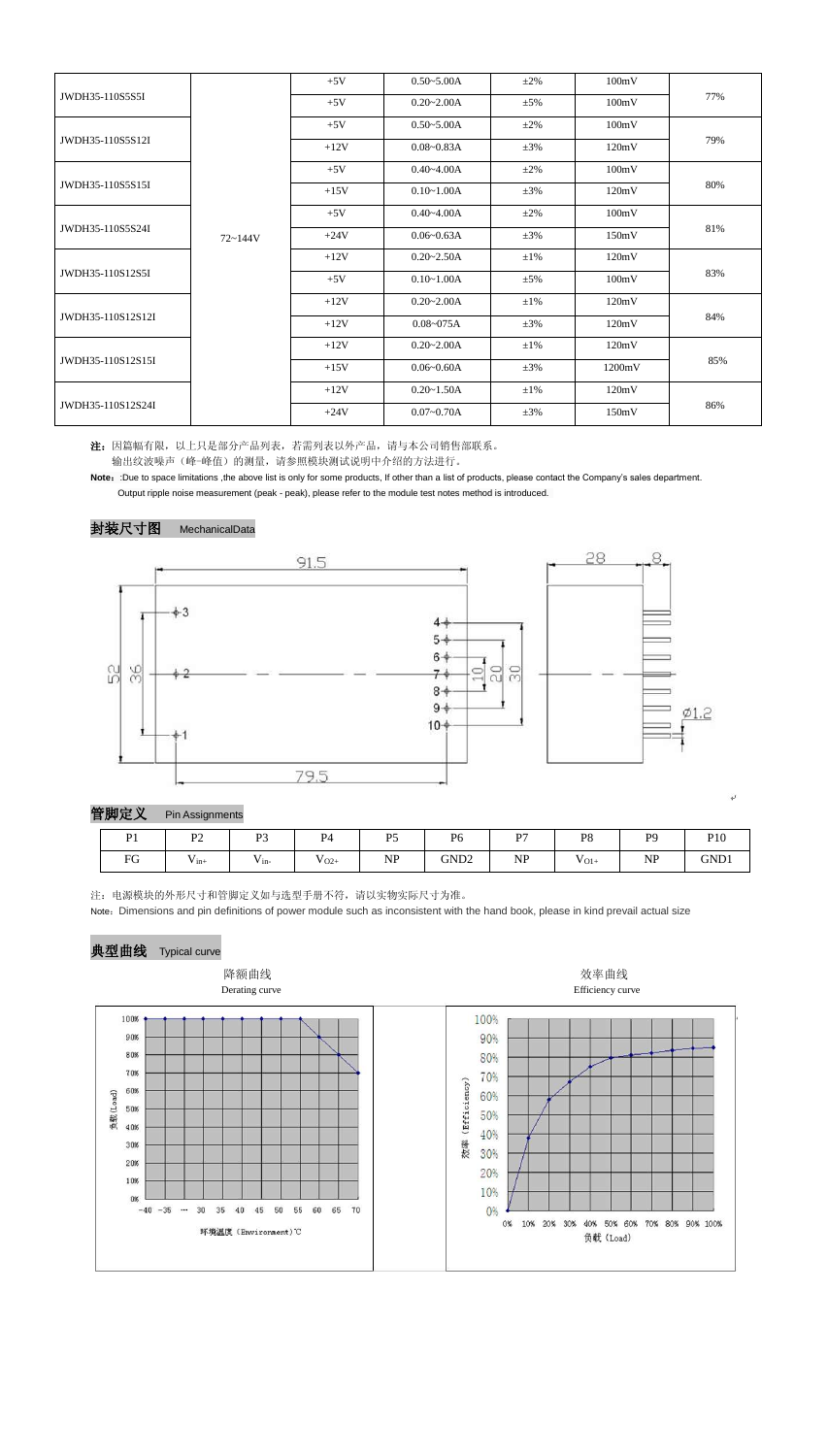| JWDH35-110S5S5I | 72~144V | +5V | 0.50~5.00A | ±2% | 100mV | 77% |
|---|---|---|---|---|---|---|
| | | +5V | 0.20~2.00A | ±5% | 100mV | |
| JWDH35-110S5S12I | | +5V | 0.50~5.00A | ±2% | 100mV | 79% |
| | | +12V | 0.08~0.83A | ±3% | 120mV | |
| JWDH35-110S5S15I | | +5V | 0.40~4.00A | ±2% | 100mV | 80% |
| | | +15V | 0.10~1.00A | ±3% | 120mV | |
| JWDH35-110S5S24I | | +5V | 0.40~4.00A | ±2% | 100mV | 81% |
| | | +24V | 0.06~0.63A | ±3% | 150mV | |
| JWDH35-110S12S5I | | +12V | 0.20~2.50A | ±1% | 120mV | 83% |
| | | +5V | 0.10~1.00A | ±5% | 100mV | |
| JWDH35-110S12S12I | | +12V | 0.20~2.00A | ±1% | 120mV | 84% |
| | | +12V | 0.08~075A | ±3% | 120mV | |
| JWDH35-110S12S15I | | +12V | 0.20~2.00A | ±1% | 120mV | 85% |
| | | +15V | 0.06~0.60A | ±3% | 1200mV | |
| JWDH35-110S12S24I | | +12V | 0.20~1.50A | ±1% | 120mV | 86% |
| | | +24V | 0.07~0.70A | ±3% | 150mV | |

**注：**因篇幅有限，以上只是部分产品列表，若需列表以外产品，请与本公司销售部联系。
输出纹波噪声（峰-峰值）的测量，请参照模块测试说明中介绍的方法进行。

**Note**: :Due to space limitations ,the above list is only for some products, If other than a list of products, please contact the Company's sales department.
Output ripple noise measurement (peak - peak), please refer to the module test notes method is introduced.

## 封装尺寸图 MechanicalData

## 管脚定义 Pin Assignments

| P1 | P2 | P3 | P4 | P5 | P6 | P7 | P8 | P9 | P10 |
|---|---|---|---|---|---|---|---|---|---|
| FG | $V_{in+}$ | $V_{in-}$ | $V_{O2+}$ | NP | GND2 | NP | $V_{O1+}$ | NP | GND1 |

注：电源模块的外形尺寸和管脚定义如与选型手册不符，请以实物实际尺寸为准。
Note：Dimensions and pin definitions of power module such as inconsistent with the hand book, please in kind prevail actual size

## 典型曲线 Typical curve

降额曲线
Derating curve

效率曲线
Efficiency curve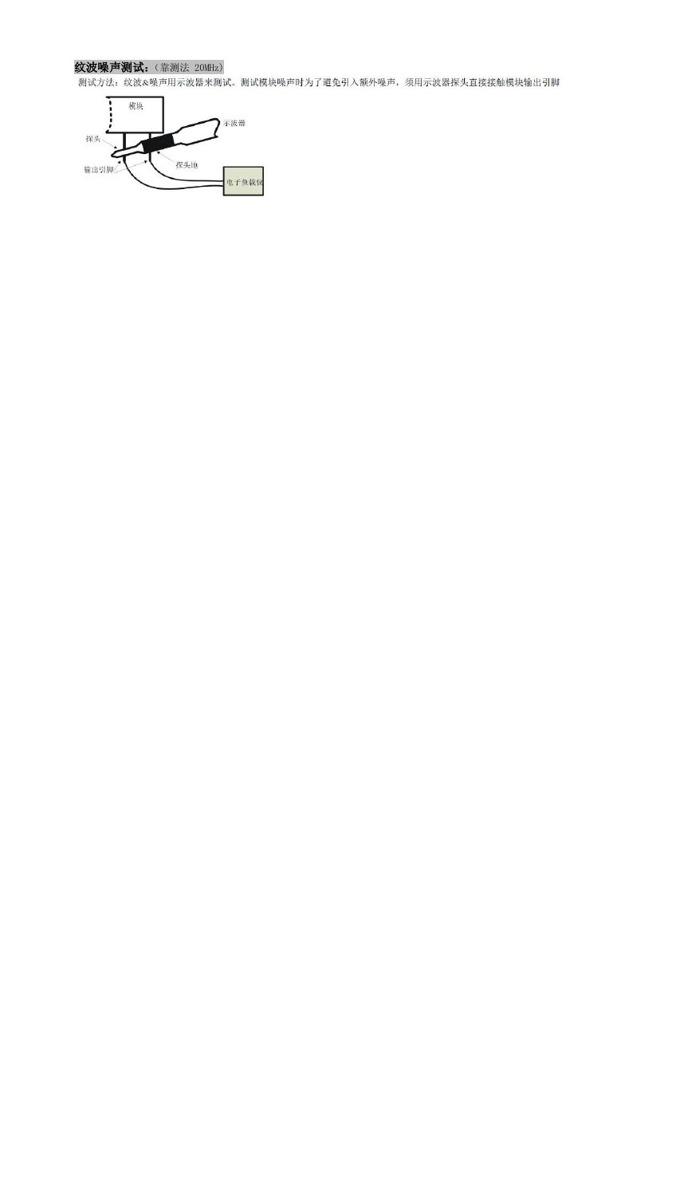**纹波噪声测试：**（靠测法 20MHz）

测试方法：纹波&噪声用示波器来测试。测试模块噪声时为了避免引入额外噪声，须用示波器探头直接接触模块输出引脚

模块

示波器

探头

探头地

输出引脚

电子负载仪